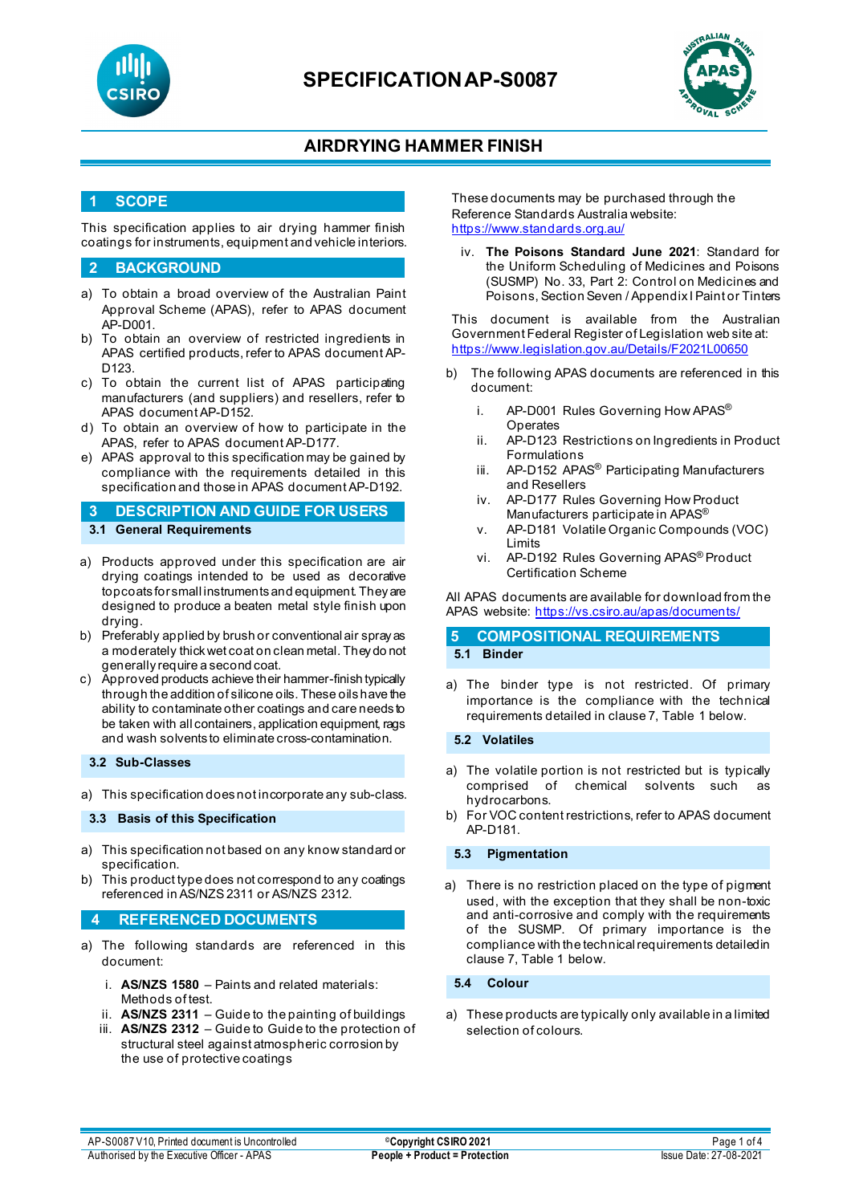# SPECIFICATION AP-S0087

## AIRDRYING HAMMER FINISH

## 1 SCOPE

This specification applies to air drying hammer finish coatings for instruments, equipment and vehicle interiors.

## 2 BACKGROUND

a) To obtain a broad overview of the Australian Paint Approval Scheme (APAS), refer to APAS document AP-D001.
b) To obtain an overview of restricted ingredients in APAS certified products, refer to APAS document AP-D123.
c) To obtain the current list of APAS participating manufacturers (and suppliers) and resellers, refer to APAS document AP-D152.
d) To obtain an overview of how to participate in the APAS, refer to APAS document AP-D177.
e) APAS approval to this specification may be gained by compliance with the requirements detailed in this specification and those in APAS document AP-D192.

## 3 DESCRIPTION AND GUIDE FOR USERS

### 3.1 General Requirements

a) Products approved under this specification are air drying coatings intended to be used as decorative topcoats for small instruments and equipment. They are designed to produce a beaten metal style finish upon drying.
b) Preferably applied by brush or conventional air spray as a moderately thick wet coat on clean metal. They do not generally require a second coat.
c) Approved products achieve their hammer-finish typically through the addition of silicone oils. These oils have the ability to contaminate other coatings and care needs to be taken with all containers, application equipment, rags and wash solvents to eliminate cross-contamination.

### 3.2 Sub-Classes

a) This specification does not incorporate any sub-class.

### 3.3 Basis of this Specification

a) This specification not based on any know standard or specification.
b) This product type does not correspond to any coatings referenced in AS/NZS 2311 or AS/NZS 2312.

## 4 REFERENCED DOCUMENTS

a) The following standards are referenced in this document:

   i. **AS/NZS 1580** – Paints and related materials: Methods of test.
   ii. **AS/NZS 2311** – Guide to the painting of buildings
   iii. **AS/NZS 2312** – Guide to Guide to the protection of structural steel against atmospheric corrosion by the use of protective coatings

These documents may be purchased through the Reference Standards Australia website: https://www.standards.org.au/

   iv. **The Poisons Standard June 2021**: Standard for the Uniform Scheduling of Medicines and Poisons (SUSMP) No. 33, Part 2: Control on Medicines and Poisons, Section Seven / Appendix I Paint or Tinters

This document is available from the Australian Government Federal Register of Legislation web site at: https://www.legislation.gov.au/Details/F2021L00650

b) The following APAS documents are referenced in this document:

   i. AP-D001 Rules Governing How APAS® Operates
   ii. AP-D123 Restrictions on Ingredients in Product Formulations
   iii. AP-D152 APAS® Participating Manufacturers and Resellers
   iv. AP-D177 Rules Governing How Product Manufacturers participate in APAS®
   v. AP-D181 Volatile Organic Compounds (VOC) Limits
   vi. AP-D192 Rules Governing APAS® Product Certification Scheme

All APAS documents are available for download from the APAS website: https://vs.csiro.au/apas/documents/

## 5 COMPOSITIONAL REQUIREMENTS

### 5.1 Binder

a) The binder type is not restricted. Of primary importance is the compliance with the technical requirements detailed in clause 7, Table 1 below.

### 5.2 Volatiles

a) The volatile portion is not restricted but is typically comprised of chemical solvents such as hydrocarbons.
b) For VOC content restrictions, refer to APAS document AP-D181.

### 5.3 Pigmentation

a) There is no restriction placed on the type of pigment used, with the exception that they shall be non-toxic and anti-corrosive and comply with the requirements of the SUSMP. Of primary importance is the compliance with the technical requirements detailed in clause 7, Table 1 below.

### 5.4 Colour

a) These products are typically only available in a limited selection of colours.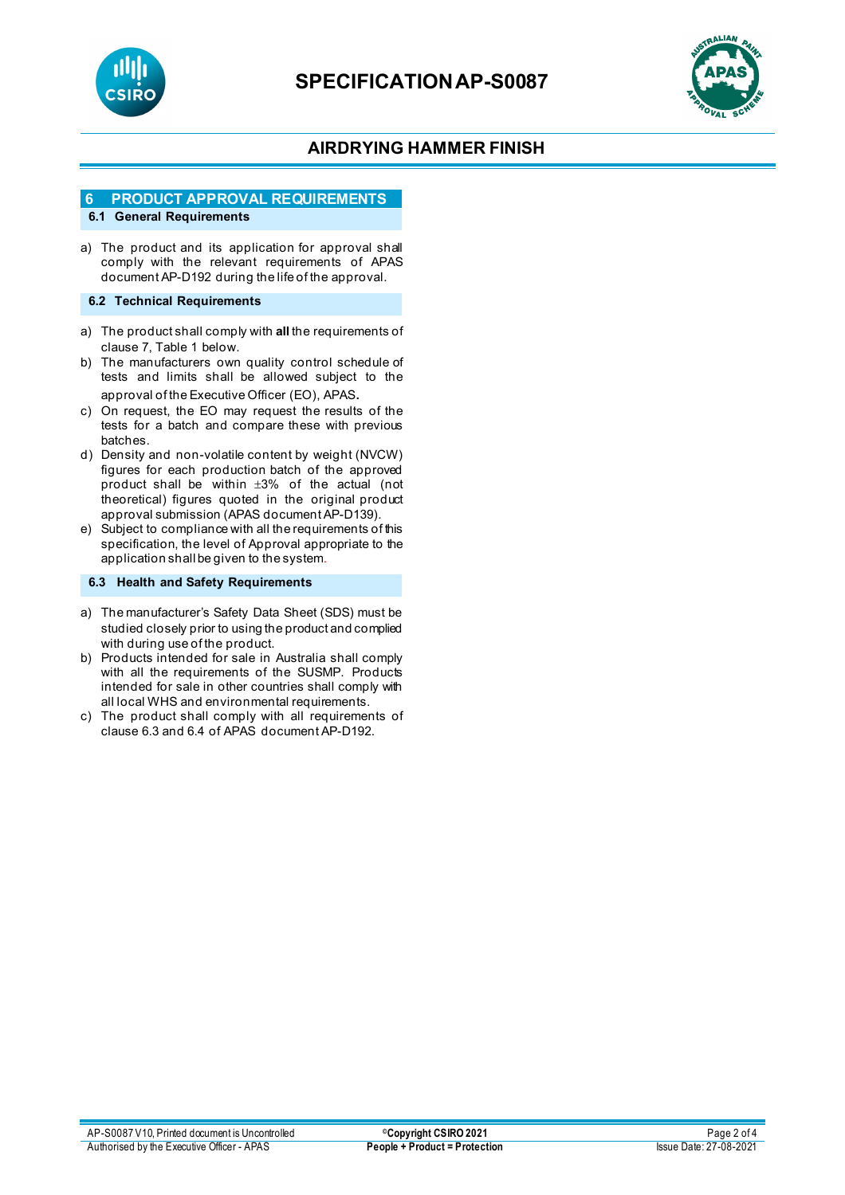## 6 PRODUCT APPROVAL REQUIREMENTS

### 6.1 General Requirements

a) The product and its application for approval shall comply with the relevant requirements of APAS document AP-D192 during the life of the approval.

### 6.2 Technical Requirements

a) The product shall comply with **all** the requirements of clause 7, Table 1 below.
b) The manufacturers own quality control schedule of tests and limits shall be allowed subject to the approval of the Executive Officer (EO), APAS.
c) On request, the EO may request the results of the tests for a batch and compare these with previous batches.
d) Density and non-volatile content by weight (NVCW) figures for each production batch of the approved product shall be within ±3% of the actual (not theoretical) figures quoted in the original product approval submission (APAS document AP-D139).
e) Subject to compliance with all the requirements of this specification, the level of Approval appropriate to the application shall be given to the system.

### 6.3 Health and Safety Requirements

a) The manufacturer's Safety Data Sheet (SDS) must be studied closely prior to using the product and complied with during use of the product.
b) Products intended for sale in Australia shall comply with all the requirements of the SUSMP. Products intended for sale in other countries shall comply with all local WHS and environmental requirements.
c) The product shall comply with all requirements of clause 6.3 and 6.4 of APAS document AP-D192.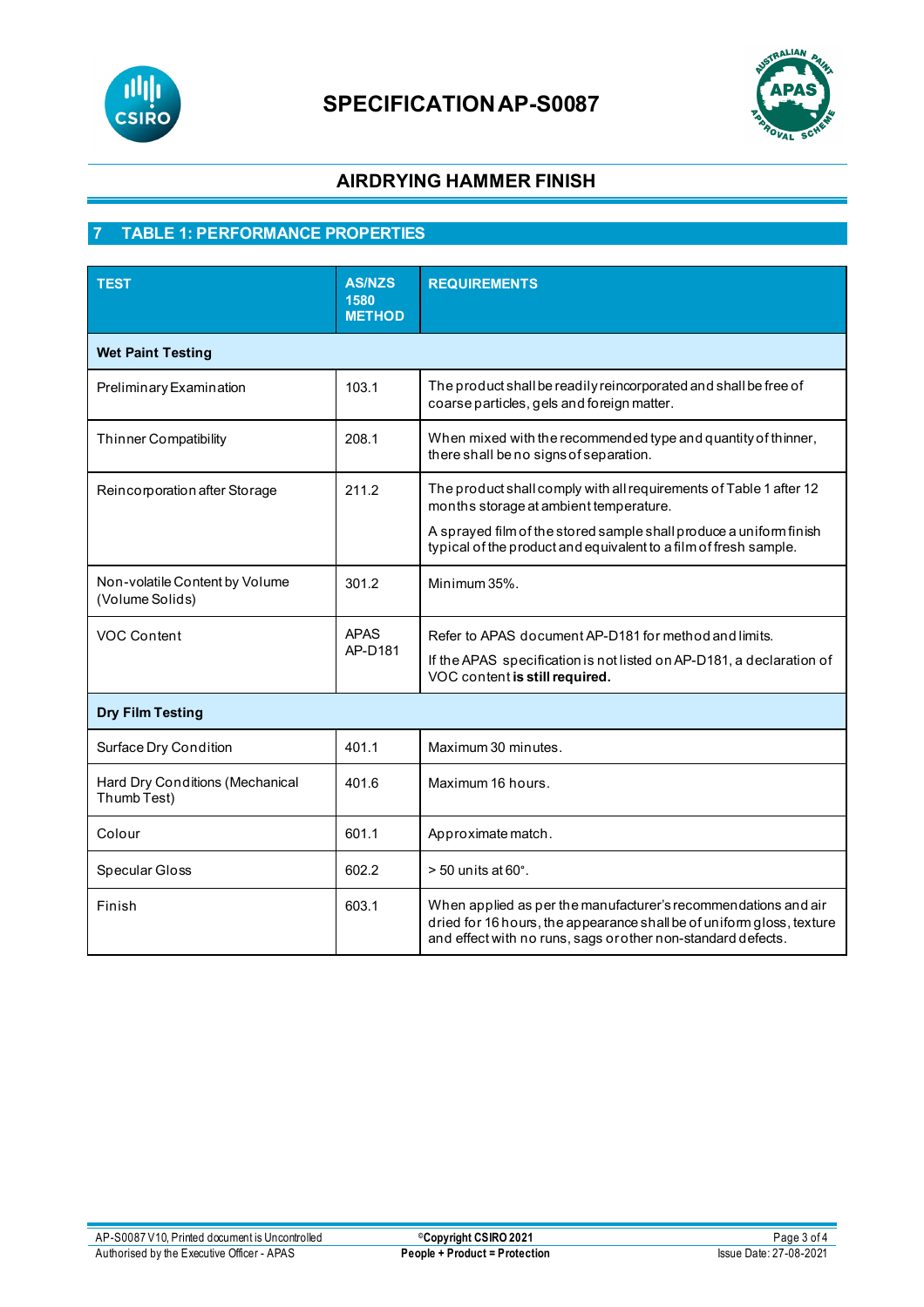# SPECIFICATION AP-S0087

## AIRDRYING HAMMER FINISH

## 7 TABLE 1: PERFORMANCE PROPERTIES

| TEST | AS/NZS 1580 METHOD | REQUIREMENTS |
|---|---|---|
| **Wet Paint Testing** | | |
| Preliminary Examination | 103.1 | The product shall be readily reincorporated and shall be free of coarse particles, gels and foreign matter. |
| Thinner Compatibility | 208.1 | When mixed with the recommended type and quantity of thinner, there shall be no signs of separation. |
| Reincorporation after Storage | 211.2 | The product shall comply with all requirements of Table 1 after 12 months storage at ambient temperature.<br>A sprayed film of the stored sample shall produce a uniform finish typical of the product and equivalent to a film of fresh sample. |
| Non-volatile Content by Volume (Volume Solids) | 301.2 | Minimum 35%. |
| VOC Content | APAS AP-D181 | Refer to APAS document AP-D181 for method and limits.<br>If the APAS specification is not listed on AP-D181, a declaration of VOC content **is still required.** |
| **Dry Film Testing** | | |
| Surface Dry Condition | 401.1 | Maximum 30 minutes. |
| Hard Dry Conditions (Mechanical Thumb Test) | 401.6 | Maximum 16 hours. |
| Colour | 601.1 | Approximate match. |
| Specular Gloss | 602.2 | > 50 units at 60°. |
| Finish | 603.1 | When applied as per the manufacturer's recommendations and air dried for 16 hours, the appearance shall be of uniform gloss, texture and effect with no runs, sags or other non-standard defects. |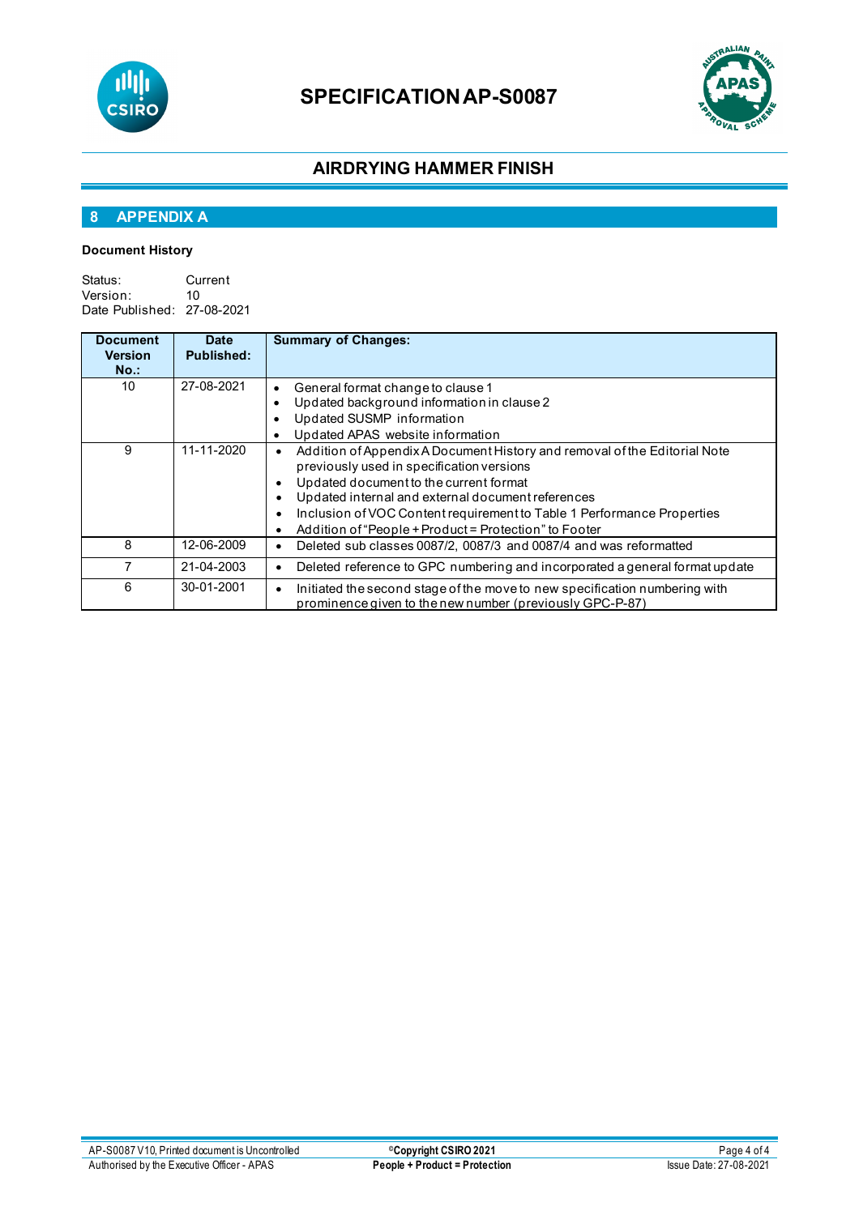## 8 APPENDIX A

**Document History**

Status: Current
Version: 10
Date Published: 27-08-2021

| Document Version No.: | Date Published: | Summary of Changes: |
|---|---|---|
| 10 | 27-08-2021 | • General format change to clause 1<br>• Updated background information in clause 2<br>• Updated SUSMP information<br>• Updated APAS website information |
| 9 | 11-11-2020 | • Addition of Appendix A Document History and removal of the Editorial Note previously used in specification versions<br>• Updated document to the current format<br>• Updated internal and external document references<br>• Inclusion of VOC Content requirement to Table 1 Performance Properties<br>• Addition of "People + Product = Protection" to Footer |
| 8 | 12-06-2009 | • Deleted sub classes 0087/2, 0087/3 and 0087/4 and was reformatted |
| 7 | 21-04-2003 | • Deleted reference to GPC numbering and incorporated a general format update |
| 6 | 30-01-2001 | • Initiated the second stage of the move to new specification numbering with prominence given to the new number (previously GPC-P-87) |